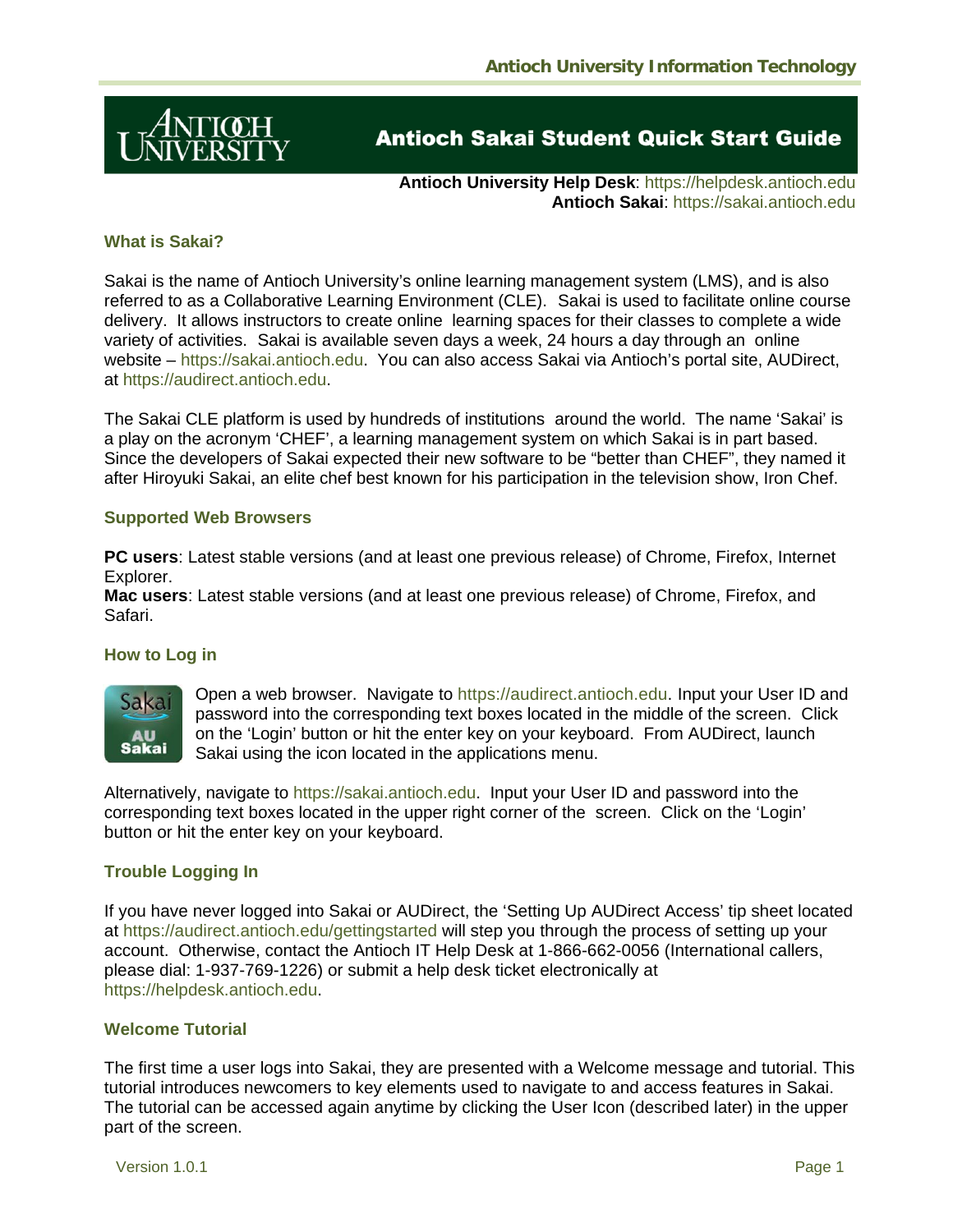# Antioch Sakai Student Quick Start Guide

**Antioch University Help Desk**: https://helpdesk.antioch.edu
**Antioch Sakai**: https://sakai.antioch.edu

## What is Sakai?

Sakai is the name of Antioch University's online learning management system (LMS), and is also referred to as a Collaborative Learning Environment (CLE). Sakai is used to facilitate online course delivery. It allows instructors to create online learning spaces for their classes to complete a wide variety of activities. Sakai is available seven days a week, 24 hours a day through an online website – https://sakai.antioch.edu. You can also access Sakai via Antioch's portal site, AUDirect, at https://audirect.antioch.edu.

The Sakai CLE platform is used by hundreds of institutions around the world. The name 'Sakai' is a play on the acronym 'CHEF', a learning management system on which Sakai is in part based. Since the developers of Sakai expected their new software to be "better than CHEF", they named it after Hiroyuki Sakai, an elite chef best known for his participation in the television show, Iron Chef.

## Supported Web Browsers

**PC users**: Latest stable versions (and at least one previous release) of Chrome, Firefox, Internet Explorer.
**Mac users**: Latest stable versions (and at least one previous release) of Chrome, Firefox, and Safari.

## How to Log in

Open a web browser. Navigate to https://audirect.antioch.edu. Input your User ID and password into the corresponding text boxes located in the middle of the screen. Click on the 'Login' button or hit the enter key on your keyboard. From AUDirect, launch Sakai using the icon located in the applications menu.

Alternatively, navigate to https://sakai.antioch.edu. Input your User ID and password into the corresponding text boxes located in the upper right corner of the screen. Click on the 'Login' button or hit the enter key on your keyboard.

## Trouble Logging In

If you have never logged into Sakai or AUDirect, the 'Setting Up AUDirect Access' tip sheet located at https://audirect.antioch.edu/gettingstarted will step you through the process of setting up your account. Otherwise, contact the Antioch IT Help Desk at 1-866-662-0056 (International callers, please dial: 1-937-769-1226) or submit a help desk ticket electronically at https://helpdesk.antioch.edu.

## Welcome Tutorial

The first time a user logs into Sakai, they are presented with a Welcome message and tutorial. This tutorial introduces newcomers to key elements used to navigate to and access features in Sakai. The tutorial can be accessed again anytime by clicking the User Icon (described later) in the upper part of the screen.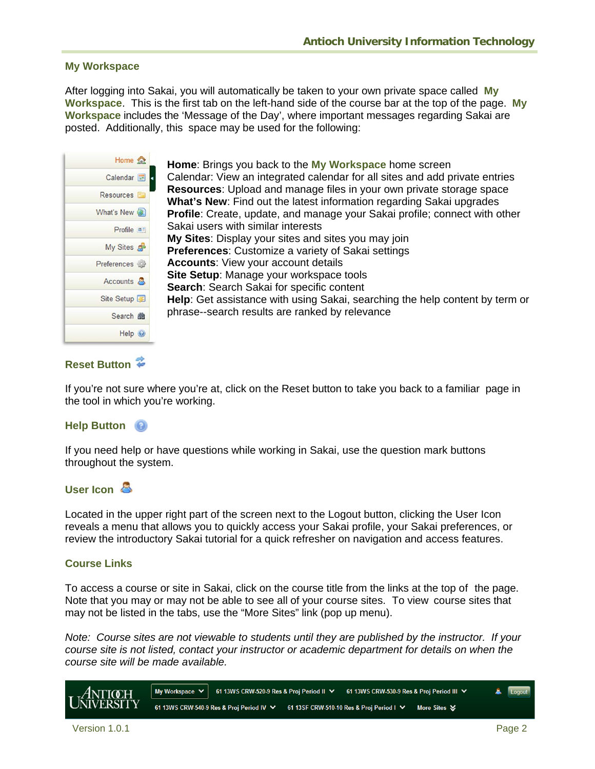## My Workspace

After logging into Sakai, you will automatically be taken to your own private space called **My Workspace**. This is the first tab on the left-hand side of the course bar at the top of the page. **My Workspace** includes the 'Message of the Day', where important messages regarding Sakai are posted. Additionally, this space may be used for the following:

**Home**: Brings you back to the **My Workspace** home screen
Calendar: View an integrated calendar for all sites and add private entries
**Resources**: Upload and manage files in your own private storage space
**What's New**: Find out the latest information regarding Sakai upgrades
**Profile**: Create, update, and manage your Sakai profile; connect with other Sakai users with similar interests
**My Sites**: Display your sites and sites you may join
**Preferences**: Customize a variety of Sakai settings
**Accounts**: View your account details
**Site Setup**: Manage your workspace tools
**Search**: Search Sakai for specific content
**Help**: Get assistance with using Sakai, searching the help content by term or phrase--search results are ranked by relevance

## Reset Button

If you're not sure where you're at, click on the Reset button to take you back to a familiar page in the tool in which you're working.

## Help Button

If you need help or have questions while working in Sakai, use the question mark buttons throughout the system.

## User Icon

Located in the upper right part of the screen next to the Logout button, clicking the User Icon reveals a menu that allows you to quickly access your Sakai profile, your Sakai preferences, or review the introductory Sakai tutorial for a quick refresher on navigation and access features.

## Course Links

To access a course or site in Sakai, click on the course title from the links at the top of the page. Note that you may or may not be able to see all of your course sites. To view course sites that may not be listed in the tabs, use the "More Sites" link (pop up menu).

*Note: Course sites are not viewable to students until they are published by the instructor. If your course site is not listed, contact your instructor or academic department for details on when the course site will be made available.*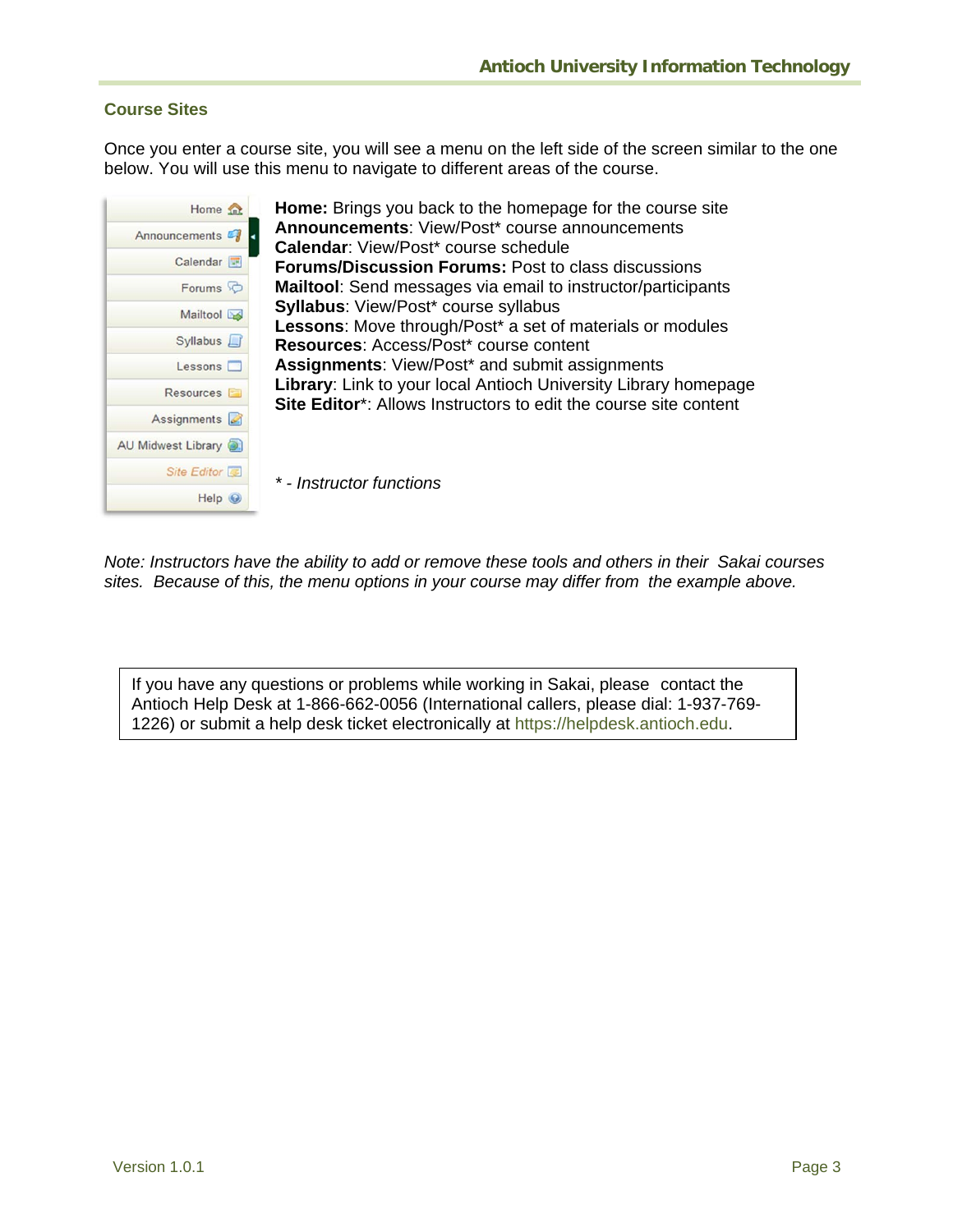## Course Sites

Once you enter a course site, you will see a menu on the left side of the screen similar to the one below. You will use this menu to navigate to different areas of the course.

Home
Announcements
Calendar
Forums
Mailtool
Syllabus
Lessons
Resources
Assignments
AU Midwest Library
Site Editor
Help

**Home:** Brings you back to the homepage for the course site
**Announcements**: View/Post* course announcements
**Calendar**: View/Post* course schedule
**Forums/Discussion Forums:** Post to class discussions
**Mailtool**: Send messages via email to instructor/participants
**Syllabus**: View/Post* course syllabus
**Lessons**: Move through/Post* a set of materials or modules
**Resources**: Access/Post* course content
**Assignments**: View/Post* and submit assignments
**Library**: Link to your local Antioch University Library homepage
**Site Editor***: Allows Instructors to edit the course site content

*\* - Instructor functions*

*Note: Instructors have the ability to add or remove these tools and others in their Sakai courses sites. Because of this, the menu options in your course may differ from the example above.*

If you have any questions or problems while working in Sakai, please contact the Antioch Help Desk at 1-866-662-0056 (International callers, please dial: 1-937-769-1226) or submit a help desk ticket electronically at https://helpdesk.antioch.edu.